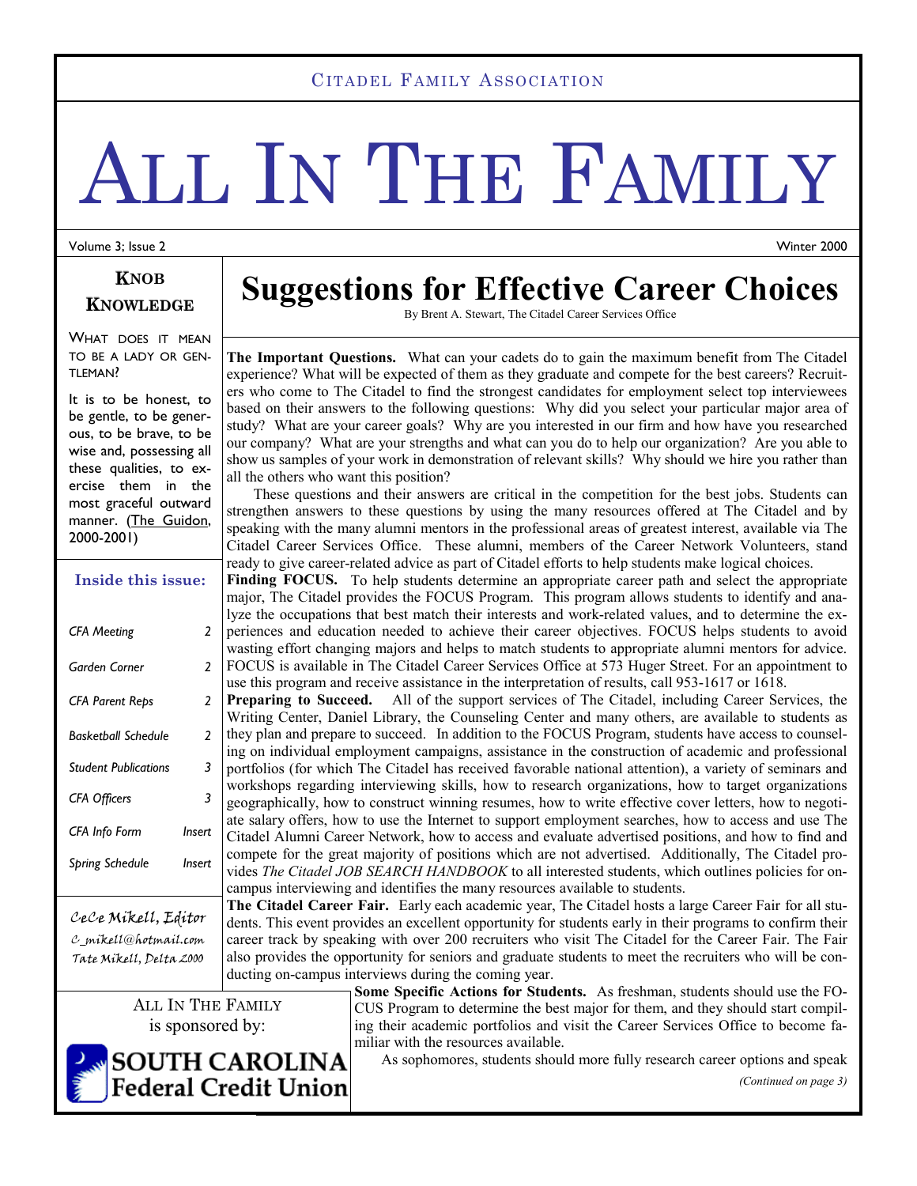CITADEL FAMILY ASSOCIATION

# ALL IN THE FAMILY

Volume 3; Issue 2 Winter 2000

## KNOB KNOWLEDGE

WHAT DOES IT MEAN TO BE A LADY OR GENTLEMAN?

It is to be honest, to be gentle, to be generous, to be brave, to be wise and, possessing all these qualities, to exercise them in the most graceful outward manner. (The Guidon, 2000-2001)

### Inside this issue:

| | |
|---|---|
| *CFA Meeting* | 2 |
| *Garden Corner* | 2 |
| *CFA Parent Reps* | 2 |
| *Basketball Schedule* | 2 |
| *Student Publications* | 3 |
| *CFA Officers* | 3 |
| *CFA Info Form* | *Insert* |
| *Spring Schedule* | *Insert* |

*CeCe Mikell, Editor*
*c_mikell@hotmail.com*
*Tate Mikell, Delta 2000*

ALL IN THE FAMILY is sponsored by:

SOUTH CAROLINA Federal Credit Union

# Suggestions for Effective Career Choices

By Brent A. Stewart, The Citadel Career Services Office

**The Important Questions.** What can your cadets do to gain the maximum benefit from The Citadel experience? What will be expected of them as they graduate and compete for the best careers? Recruiters who come to The Citadel to find the strongest candidates for employment select top interviewees based on their answers to the following questions: Why did you select your particular major area of study? What are your career goals? Why are you interested in our firm and how have you researched our company? What are your strengths and what can you do to help our organization? Are you able to show us samples of your work in demonstration of relevant skills? Why should we hire you rather than all the others who want this position?

These questions and their answers are critical in the competition for the best jobs. Students can strengthen answers to these questions by using the many resources offered at The Citadel and by speaking with the many alumni mentors in the professional areas of greatest interest, available via The Citadel Career Services Office. These alumni, members of the Career Network Volunteers, stand ready to give career-related advice as part of Citadel efforts to help students make logical choices.

**Finding FOCUS.** To help students determine an appropriate career path and select the appropriate major, The Citadel provides the FOCUS Program. This program allows students to identify and analyze the occupations that best match their interests and work-related values, and to determine the experiences and education needed to achieve their career objectives. FOCUS helps students to avoid wasting effort changing majors and helps to match students to appropriate alumni mentors for advice. FOCUS is available in The Citadel Career Services Office at 573 Huger Street. For an appointment to use this program and receive assistance in the interpretation of results, call 953-1617 or 1618.

**Preparing to Succeed.** All of the support services of The Citadel, including Career Services, the Writing Center, Daniel Library, the Counseling Center and many others, are available to students as they plan and prepare to succeed. In addition to the FOCUS Program, students have access to counseling on individual employment campaigns, assistance in the construction of academic and professional portfolios (for which The Citadel has received favorable national attention), a variety of seminars and workshops regarding interviewing skills, how to research organizations, how to target organizations geographically, how to construct winning resumes, how to write effective cover letters, how to negotiate salary offers, how to use the Internet to support employment searches, how to access and use The Citadel Alumni Career Network, how to access and evaluate advertised positions, and how to find and compete for the great majority of positions which are not advertised. Additionally, The Citadel provides *The Citadel JOB SEARCH HANDBOOK* to all interested students, which outlines policies for on-campus interviewing and identifies the many resources available to students.

**The Citadel Career Fair.** Early each academic year, The Citadel hosts a large Career Fair for all students. This event provides an excellent opportunity for students early in their programs to confirm their career track by speaking with over 200 recruiters who visit The Citadel for the Career Fair. The Fair also provides the opportunity for seniors and graduate students to meet the recruiters who will be conducting on-campus interviews during the coming year.

**Some Specific Actions for Students.** As freshman, students should use the FOCUS Program to determine the best major for them, and they should start compiling their academic portfolios and visit the Career Services Office to become familiar with the resources available.

As sophomores, students should more fully research career options and speak

*(Continued on page 3)*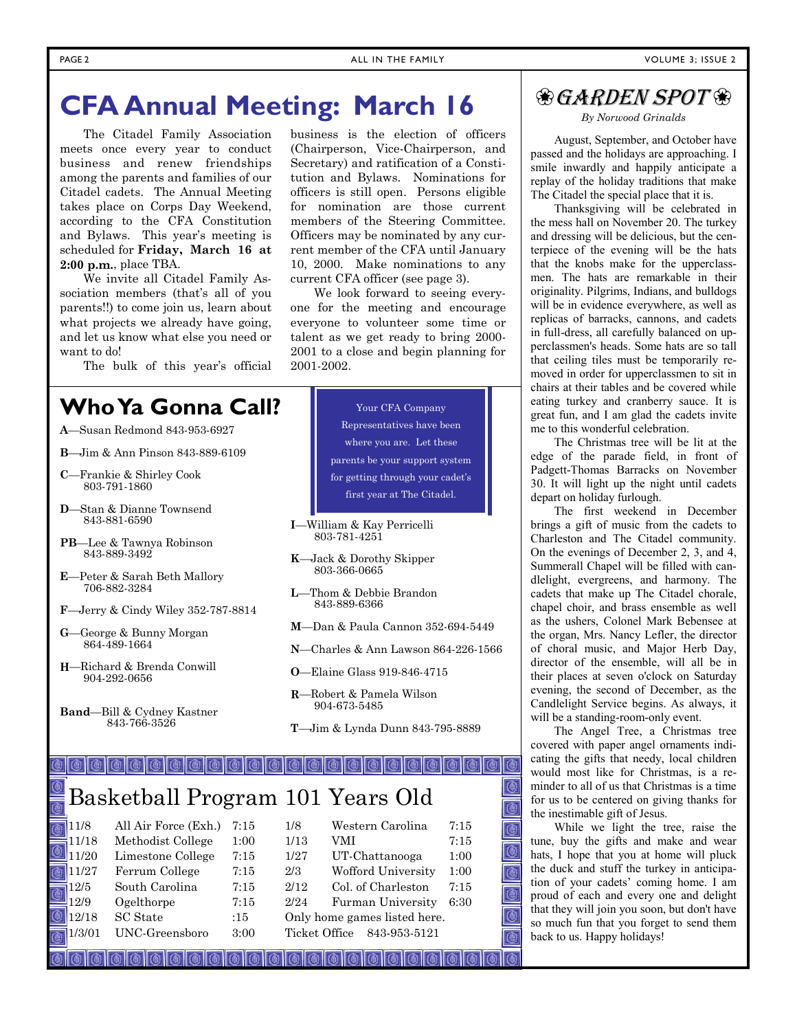# CFA Annual Meeting: March 16

The Citadel Family Association meets once every year to conduct business and renew friendships among the parents and families of our Citadel cadets. The Annual Meeting takes place on Corps Day Weekend, according to the CFA Constitution and Bylaws. This year's meeting is scheduled for **Friday, March 16 at 2:00 p.m.**, place TBA.

We invite all Citadel Family Association members (that's all of you parents!!) to come join us, learn about what projects we already have going, and let us know what else you need or want to do!

The bulk of this year's official business is the election of officers (Chairperson, Vice-Chairperson, and Secretary) and ratification of a Constitution and Bylaws. Nominations for officers is still open. Persons eligible for nomination are those current members of the Steering Committee. Officers may be nominated by any current member of the CFA until January 10, 2000. Make nominations to any current CFA officer (see page 3).

We look forward to seeing everyone for the meeting and encourage everyone to volunteer some time or talent as we get ready to bring 2000-2001 to a close and begin planning for 2001-2002.

## Who Ya Gonna Call?

Your CFA Company Representatives have been where you are. Let these parents be your support system for getting through your cadet's first year at The Citadel.

- **A**—Susan Redmond 843-953-6927
- **B**—Jim & Ann Pinson 843-889-6109
- **C**—Frankie & Shirley Cook 803-791-1860
- **D**—Stan & Dianne Townsend 843-881-6590
- **PB**—Lee & Tawnya Robinson 843-889-3492
- **E**—Peter & Sarah Beth Mallory 706-882-3284
- **F**—Jerry & Cindy Wiley 352-787-8814
- **G**—George & Bunny Morgan 864-489-1664
- **H**—Richard & Brenda Conwill 904-292-0656
- **Band**—Bill & Cydney Kastner 843-766-3526
- **I**—William & Kay Perricelli 803-781-4251
- **K**—Jack & Dorothy Skipper 803-366-0665
- **L**—Thom & Debbie Brandon 843-889-6366
- **M**—Dan & Paula Cannon 352-694-5449
- **N**—Charles & Ann Lawson 864-226-1566
- **O**—Elaine Glass 919-846-4715
- **R**—Robert & Pamela Wilson 904-673-5485
- **T**—Jim & Lynda Dunn 843-795-8889

## Basketball Program 101 Years Old

| Date | Opponent | Time | Date | Opponent | Time |
|---|---|---|---|---|---|
| 11/8 | All Air Force (Exh.) | 7:15 | 1/8 | Western Carolina | 7:15 |
| 11/18 | Methodist College | 1:00 | 1/13 | VMI | 7:15 |
| 11/20 | Limestone College | 7:15 | 1/27 | UT-Chattanooga | 1:00 |
| 11/27 | Ferrum College | 7:15 | 2/3 | Wofford University | 1:00 |
| 12/5 | South Carolina | 7:15 | 2/12 | Col. of Charleston | 7:15 |
| 12/9 | Ogelthorpe | 7:15 | 2/24 | Furman University | 6:30 |
| 12/18 | SC State | :15 | Only home games listed here. | | |
| 1/3/01 | UNC-Greensboro | 3:00 | Ticket Office | 843-953-5121 | |

## ❀Garden Spot❀

*By Norwood Grinalds*

August, September, and October have passed and the holidays are approaching. I smile inwardly and happily anticipate a replay of the holiday traditions that make The Citadel the special place that it is.

Thanksgiving will be celebrated in the mess hall on November 20. The turkey and dressing will be delicious, but the centerpiece of the evening will be the hats that the knobs make for the upperclassmen. The hats are remarkable in their originality. Pilgrims, Indians, and bulldogs will be in evidence everywhere, as well as replicas of barracks, cannons, and cadets in full-dress, all carefully balanced on upperclassmen's heads. Some hats are so tall that ceiling tiles must be temporarily removed in order for upperclassmen to sit in chairs at their tables and be covered while eating turkey and cranberry sauce. It is great fun, and I am glad the cadets invite me to this wonderful celebration.

The Christmas tree will be lit at the edge of the parade field, in front of Padgett-Thomas Barracks on November 30. It will light up the night until cadets depart on holiday furlough.

The first weekend in December brings a gift of music from the cadets to Charleston and The Citadel community. On the evenings of December 2, 3, and 4, Summerall Chapel will be filled with candlelight, evergreens, and harmony. The cadets that make up The Citadel chorale, chapel choir, and brass ensemble as well as the ushers, Colonel Mark Bebensee at the organ, Mrs. Nancy Lefler, the director of choral music, and Major Herb Day, director of the ensemble, will all be in their places at seven o'clock on Saturday evening, the second of December, as the Candlelight Service begins. As always, it will be a standing-room-only event.

The Angel Tree, a Christmas tree covered with paper angel ornaments indicating the gifts that needy, local children would most like for Christmas, is a reminder to all of us that Christmas is a time for us to be centered on giving thanks for the inestimable gift of Jesus.

While we light the tree, raise the tune, buy the gifts and make and wear hats, I hope that you at home will pluck the duck and stuff the turkey in anticipation of your cadets' coming home. I am proud of each and every one and delight that they will join you soon, but don't have so much fun that you forget to send them back to us. Happy holidays!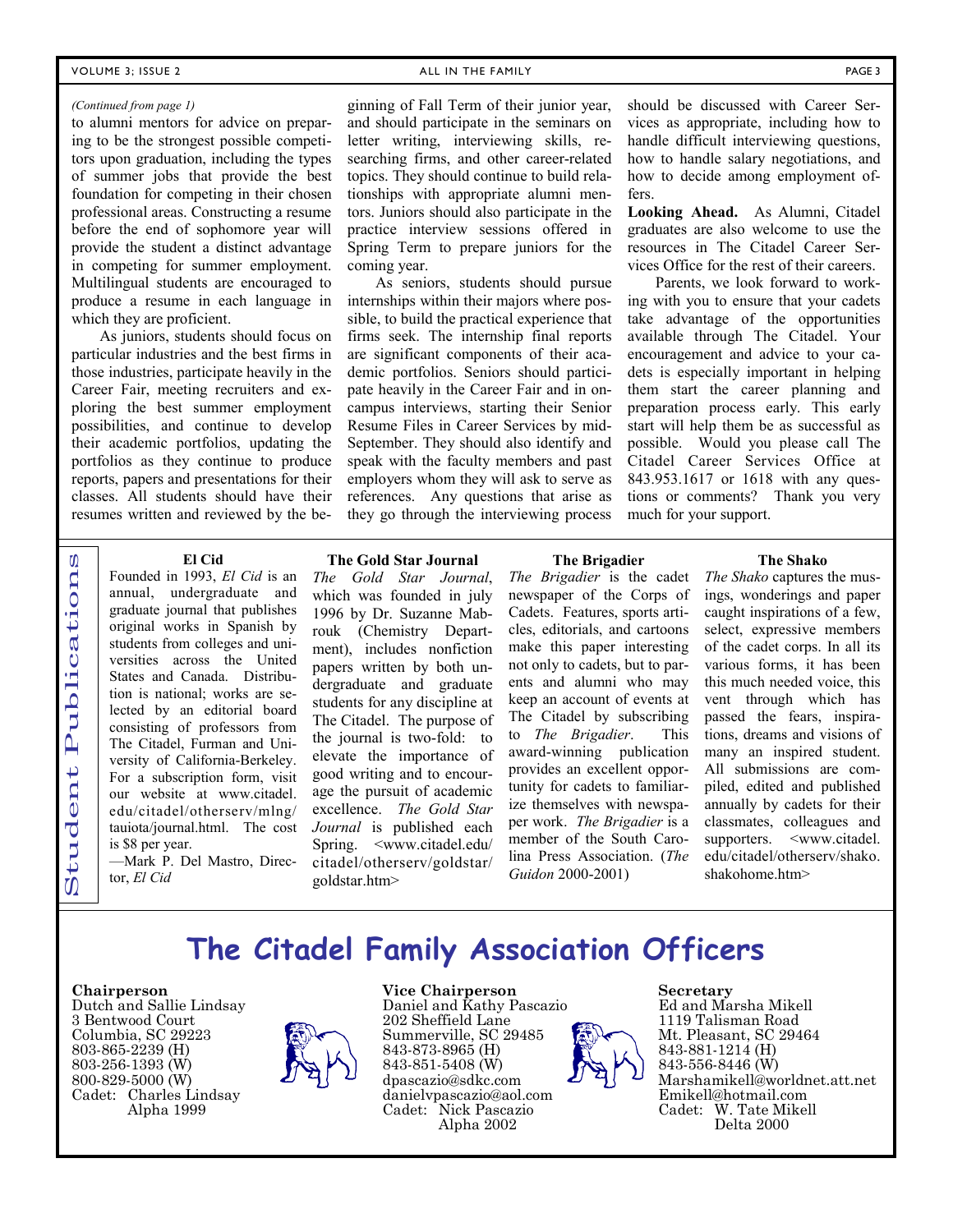*(Continued from page 1)*

to alumni mentors for advice on preparing to be the strongest possible competitors upon graduation, including the types of summer jobs that provide the best foundation for competing in their chosen professional areas. Constructing a resume before the end of sophomore year will provide the student a distinct advantage in competing for summer employment. Multilingual students are encouraged to produce a resume in each language in which they are proficient.

As juniors, students should focus on particular industries and the best firms in those industries, participate heavily in the Career Fair, meeting recruiters and exploring the best summer employment possibilities, and continue to develop their academic portfolios, updating the portfolios as they continue to produce reports, papers and presentations for their classes. All students should have their resumes written and reviewed by the beginning of Fall Term of their junior year, and should participate in the seminars on letter writing, interviewing skills, researching firms, and other career-related topics. They should continue to build relationships with appropriate alumni mentors. Juniors should also participate in the practice interview sessions offered in Spring Term to prepare juniors for the coming year.

As seniors, students should pursue internships within their majors where possible, to build the practical experience that firms seek. The internship final reports are significant components of their academic portfolios. Seniors should participate heavily in the Career Fair and in on-campus interviews, starting their Senior Resume Files in Career Services by mid-September. They should also identify and speak with the faculty members and past employers whom they will ask to serve as references. Any questions that arise as they go through the interviewing process should be discussed with Career Services as appropriate, including how to handle difficult interviewing questions, how to handle salary negotiations, and how to decide among employment offers.

**Looking Ahead.** As Alumni, Citadel graduates are also welcome to use the resources in The Citadel Career Services Office for the rest of their careers.

Parents, we look forward to working with you to ensure that your cadets take advantage of the opportunities available through The Citadel. Your encouragement and advice to your cadets is especially important in helping them start the career planning and preparation process early. This early start will help them be as successful as possible. Would you please call The Citadel Career Services Office at 843.953.1617 or 1618 with any questions or comments? Thank you very much for your support.

## Student Publications

### El Cid

Founded in 1993, *El Cid* is an annual, undergraduate and graduate journal that publishes original works in Spanish by students from colleges and universities across the United States and Canada. Distribution is national; works are selected by an editorial board consisting of professors from The Citadel, Furman and University of California-Berkeley. For a subscription form, visit our website at www.citadel.edu/citadel/otherserv/mlng/tauiota/journal.html. The cost is $8 per year.

—Mark P. Del Mastro, Director, *El Cid*

### The Gold Star Journal

*The Gold Star Journal*, which was founded in july 1996 by Dr. Suzanne Mabrouk (Chemistry Department), includes nonfiction papers written by both undergraduate and graduate students for any discipline at The Citadel. The purpose of the journal is two-fold: to elevate the importance of good writing and to encourage the pursuit of academic excellence. *The Gold Star Journal* is published each Spring. <www.citadel.edu/citadel/otherserv/goldstar/goldstar.htm>

### The Brigadier

*The Brigadier* is the cadet newspaper of the Corps of Cadets. Features, sports articles, editorials, and cartoons make this paper interesting not only to cadets, but to parents and alumni who may keep an account of events at The Citadel by subscribing to *The Brigadier*. This award-winning publication provides an excellent opportunity for cadets to familiarize themselves with newspaper work. *The Brigadier* is a member of the South Carolina Press Association. (*The Guidon* 2000-2001)

### The Shako

*The Shako* captures the musings, wonderings and paper caught inspirations of a few, select, expressive members of the cadet corps. In all its various forms, it has been this much needed voice, this vent through which has passed the fears, inspirations, dreams and visions of many an inspired student. All submissions are compiled, edited and published annually by cadets for their classmates, colleagues and supporters. <www.citadel.edu/citadel/otherserv/shako.shakohome.htm>

## The Citadel Family Association Officers

**Chairperson**
Dutch and Sallie Lindsay
3 Bentwood Court
Columbia, SC 29223
803-865-2239 (H)
803-256-1393 (W)
800-829-5000 (W)
Cadet: Charles Lindsay
Alpha 1999

**Vice Chairperson**
Daniel and Kathy Pascazio
202 Sheffield Lane
Summerville, SC 29485
843-873-8965 (H)
843-851-5408 (W)
dpascazio@sdkc.com
danielvpascazio@aol.com
Cadet: Nick Pascazio
Alpha 2002

**Secretary**
Ed and Marsha Mikell
1119 Talisman Road
Mt. Pleasant, SC 29464
843-881-1214 (H)
843-556-8446 (W)
Marshamikell@worldnet.att.net
Emikell@hotmail.com
Cadet: W. Tate Mikell
Delta 2000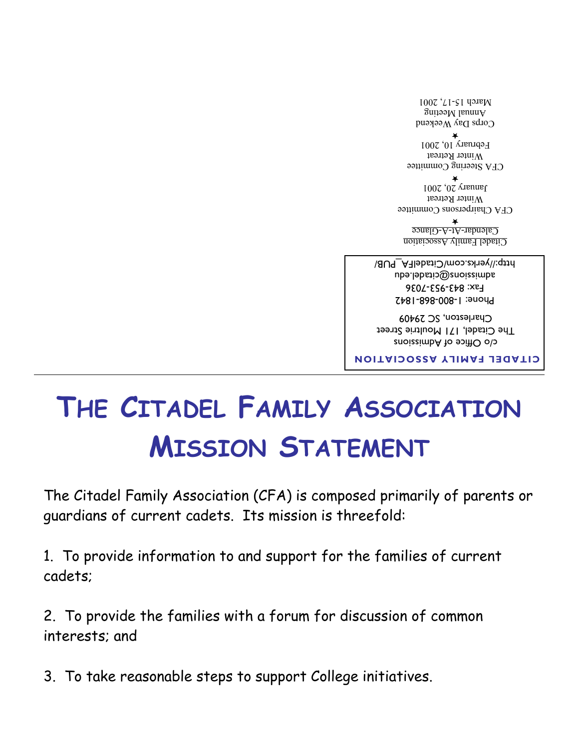**CITADEL FAMILY ASSOCIATION**

c/o Office of Admissions
The Citadel, 171 Moultrie Street
Charleston, SC 29409

Phone: 1-800-868-1842
Fax: 843-953-7036
admissions@citadel.edu
http://yerks.com/CitadelFA_PUB/

Citadel Family Association
Calendar-At-A-Glance

★

CFA Chairpersons Committee
Winter Retreat
January 20, 2001

★

CFA Steering Committee
Winter Retreat
February 10, 2001

★

Corps Day Weekend
Annual Meeting
March 15-17, 2001

# The Citadel Family Association Mission Statement

The Citadel Family Association (CFA) is composed primarily of parents or guardians of current cadets. Its mission is threefold:

1. To provide information to and support for the families of current cadets;

2. To provide the families with a forum for discussion of common interests; and

3. To take reasonable steps to support College initiatives.